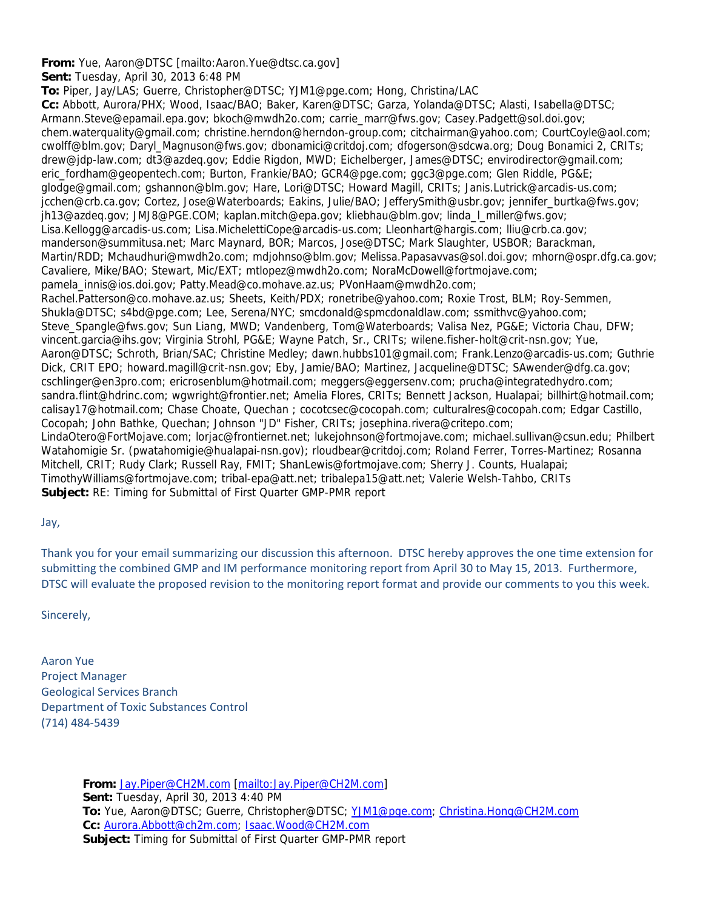**From:** Yue, Aaron@DTSC [mailto:Aaron.Yue@dtsc.ca.gov]
**Sent:** Tuesday, April 30, 2013 6:48 PM
**To:** Piper, Jay/LAS; Guerre, Christopher@DTSC; YJM1@pge.com; Hong, Christina/LAC
**Cc:** Abbott, Aurora/PHX; Wood, Isaac/BAO; Baker, Karen@DTSC; Garza, Yolanda@DTSC; Alasti, Isabella@DTSC; Armann.Steve@epamail.epa.gov; bkoch@mwdh2o.com; carrie_marr@fws.gov; Casey.Padgett@sol.doi.gov; chem.waterquality@gmail.com; christine.herndon@herndon-group.com; citchairman@yahoo.com; CourtCoyle@aol.com; cwolff@blm.gov; Daryl_Magnuson@fws.gov; dbonamici@critdoj.com; dfogerson@sdcwa.org; Doug Bonamici 2, CRITs; drew@jdp-law.com; dt3@azdeq.gov; Eddie Rigdon, MWD; Eichelberger, James@DTSC; envirodirector@gmail.com; eric_fordham@geopentech.com; Burton, Frankie/BAO; GCR4@pge.com; ggc3@pge.com; Glen Riddle, PG&E; glodge@gmail.com; gshannon@blm.gov; Hare, Lori@DTSC; Howard Magill, CRITs; Janis.Lutrick@arcadis-us.com; jcchen@crb.ca.gov; Cortez, Jose@Waterboards; Eakins, Julie/BAO; JefferySmith@usbr.gov; jennifer_burtka@fws.gov; jh13@azdeq.gov; JMJ8@PGE.COM; kaplan.mitch@epa.gov; kliebhau@blm.gov; linda_l_miller@fws.gov; Lisa.Kellogg@arcadis-us.com; Lisa.MichelettiCope@arcadis-us.com; Lleonhart@hargis.com; lliu@crb.ca.gov; manderson@summitusa.net; Marc Maynard, BOR; Marcos, Jose@DTSC; Mark Slaughter, USBOR; Barackman, Martin/RDD; Mchaudhuri@mwdh2o.com; mdjohnso@blm.gov; Melissa.Papasavvas@sol.doi.gov; mhorn@ospr.dfg.ca.gov; Cavaliere, Mike/BAO; Stewart, Mic/EXT; mtlopez@mwdh2o.com; NoraMcDowell@fortmojave.com; pamela_innis@ios.doi.gov; Patty.Mead@co.mohave.az.us; PVonHaam@mwdh2o.com; Rachel.Patterson@co.mohave.az.us; Sheets, Keith/PDX; ronetribe@yahoo.com; Roxie Trost, BLM; Roy-Semmen, Shukla@DTSC; s4bd@pge.com; Lee, Serena/NYC; smcdonald@spmcdonaldlaw.com; ssmithvc@yahoo.com; Steve_Spangle@fws.gov; Sun Liang, MWD; Vandenberg, Tom@Waterboards; Valisa Nez, PG&E; Victoria Chau, DFW; vincent.garcia@ihs.gov; Virginia Strohl, PG&E; Wayne Patch, Sr., CRITs; wilene.fisher-holt@crit-nsn.gov; Yue, Aaron@DTSC; Schroth, Brian/SAC; Christine Medley; dawn.hubbs101@gmail.com; Frank.Lenzo@arcadis-us.com; Guthrie Dick, CRIT EPO; howard.magill@crit-nsn.gov; Eby, Jamie/BAO; Martinez, Jacqueline@DTSC; SAwender@dfg.ca.gov; cschlinger@en3pro.com; ericrosenblum@hotmail.com; meggers@eggersenv.com; prucha@integratedhydro.com; sandra.flint@hdrinc.com; wgwright@frontier.net; Amelia Flores, CRITs; Bennett Jackson, Hualapai; billhirt@hotmail.com; calisay17@hotmail.com; Chase Choate, Quechan ; cocotcsec@cocopah.com; culturalres@cocopah.com; Edgar Castillo, Cocopah; John Bathke, Quechan; Johnson "JD" Fisher, CRITs; josephina.rivera@critepo.com; LindaOtero@FortMojave.com; lorjac@frontiernet.net; lukejohnson@fortmojave.com; michael.sullivan@csun.edu; Philbert Watahomigie Sr. (pwatahomigie@hualapai-nsn.gov); rloudbear@critdoj.com; Roland Ferrer, Torres-Martinez; Rosanna Mitchell, CRIT; Rudy Clark; Russell Ray, FMIT; ShanLewis@fortmojave.com; Sherry J. Counts, Hualapai; TimothyWilliams@fortmojave.com; tribal-epa@att.net; tribalepa15@att.net; Valerie Welsh-Tahbo, CRITs
**Subject:** RE: Timing for Submittal of First Quarter GMP-PMR report

Jay,

Thank you for your email summarizing our discussion this afternoon. DTSC hereby approves the one time extension for submitting the combined GMP and IM performance monitoring report from April 30 to May 15, 2013. Furthermore, DTSC will evaluate the proposed revision to the monitoring report format and provide our comments to you this week.

Sincerely,

Aaron Yue
Project Manager
Geological Services Branch
Department of Toxic Substances Control
(714) 484-5439

> **From:** Jay.Piper@CH2M.com [mailto:Jay.Piper@CH2M.com]
> **Sent:** Tuesday, April 30, 2013 4:40 PM
> **To:** Yue, Aaron@DTSC; Guerre, Christopher@DTSC; YJM1@pge.com; Christina.Hong@CH2M.com
> **Cc:** Aurora.Abbott@ch2m.com; Isaac.Wood@CH2M.com
> **Subject:** Timing for Submittal of First Quarter GMP-PMR report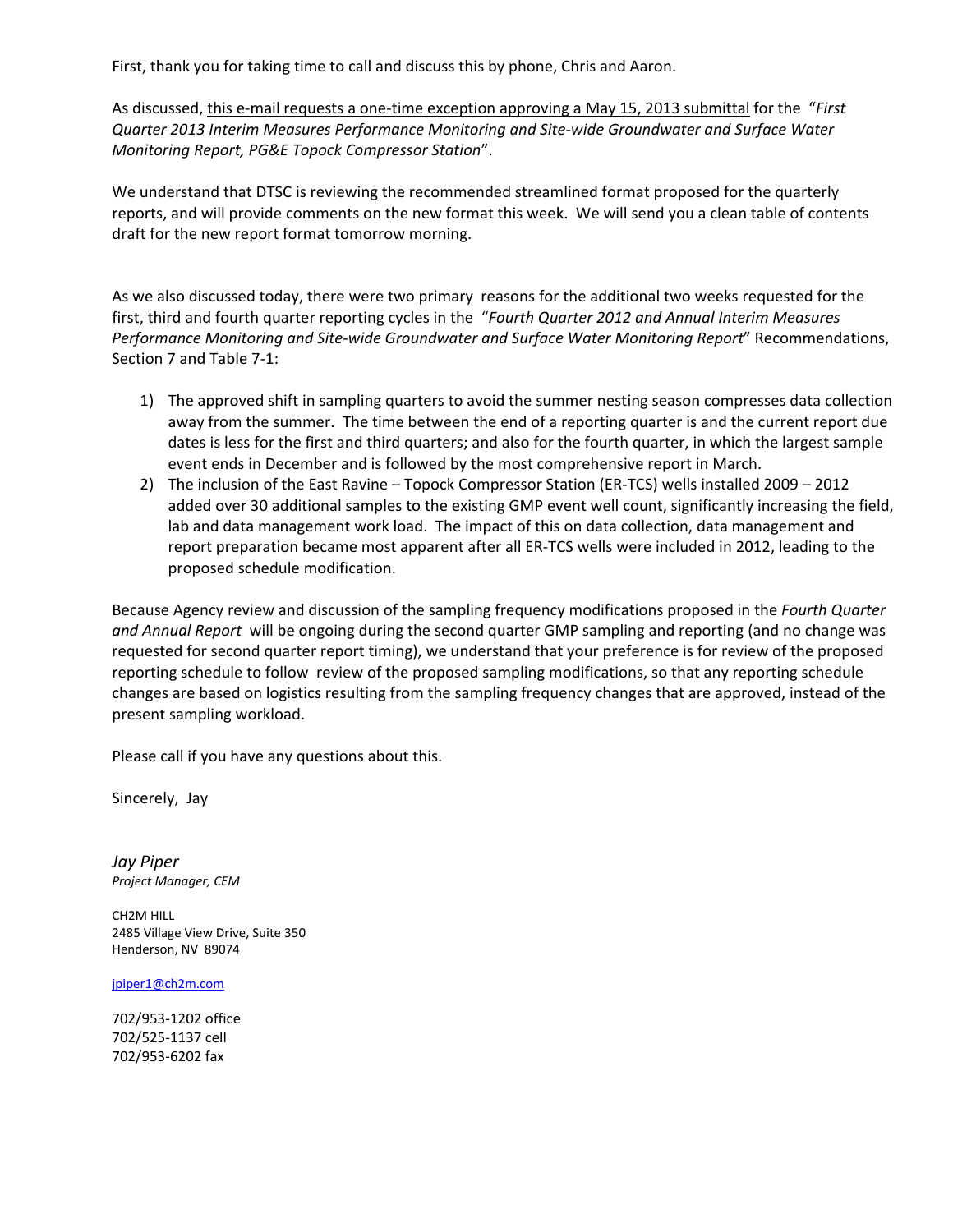First, thank you for taking time to call and discuss this by phone, Chris and Aaron.

As discussed, <u>this e-mail requests a one-time exception approving a May 15, 2013 submittal</u> for the "*First Quarter 2013 Interim Measures Performance Monitoring and Site-wide Groundwater and Surface Water Monitoring Report, PG&E Topock Compressor Station*".

We understand that DTSC is reviewing the recommended streamlined format proposed for the quarterly reports, and will provide comments on the new format this week. We will send you a clean table of contents draft for the new report format tomorrow morning.

As we also discussed today, there were two primary reasons for the additional two weeks requested for the first, third and fourth quarter reporting cycles in the "*Fourth Quarter 2012 and Annual Interim Measures Performance Monitoring and Site-wide Groundwater and Surface Water Monitoring Report*" Recommendations, Section 7 and Table 7-1:

1) The approved shift in sampling quarters to avoid the summer nesting season compresses data collection away from the summer. The time between the end of a reporting quarter is and the current report due dates is less for the first and third quarters; and also for the fourth quarter, in which the largest sample event ends in December and is followed by the most comprehensive report in March.
2) The inclusion of the East Ravine – Topock Compressor Station (ER-TCS) wells installed 2009 – 2012 added over 30 additional samples to the existing GMP event well count, significantly increasing the field, lab and data management work load. The impact of this on data collection, data management and report preparation became most apparent after all ER-TCS wells were included in 2012, leading to the proposed schedule modification.

Because Agency review and discussion of the sampling frequency modifications proposed in the *Fourth Quarter and Annual Report* will be ongoing during the second quarter GMP sampling and reporting (and no change was requested for second quarter report timing), we understand that your preference is for review of the proposed reporting schedule to follow review of the proposed sampling modifications, so that any reporting schedule changes are based on logistics resulting from the sampling frequency changes that are approved, instead of the present sampling workload.

Please call if you have any questions about this.

Sincerely, Jay

*Jay Piper*
*Project Manager, CEM*

CH2M HILL
2485 Village View Drive, Suite 350
Henderson, NV 89074

jpiper1@ch2m.com

702/953-1202 office
702/525-1137 cell
702/953-6202 fax